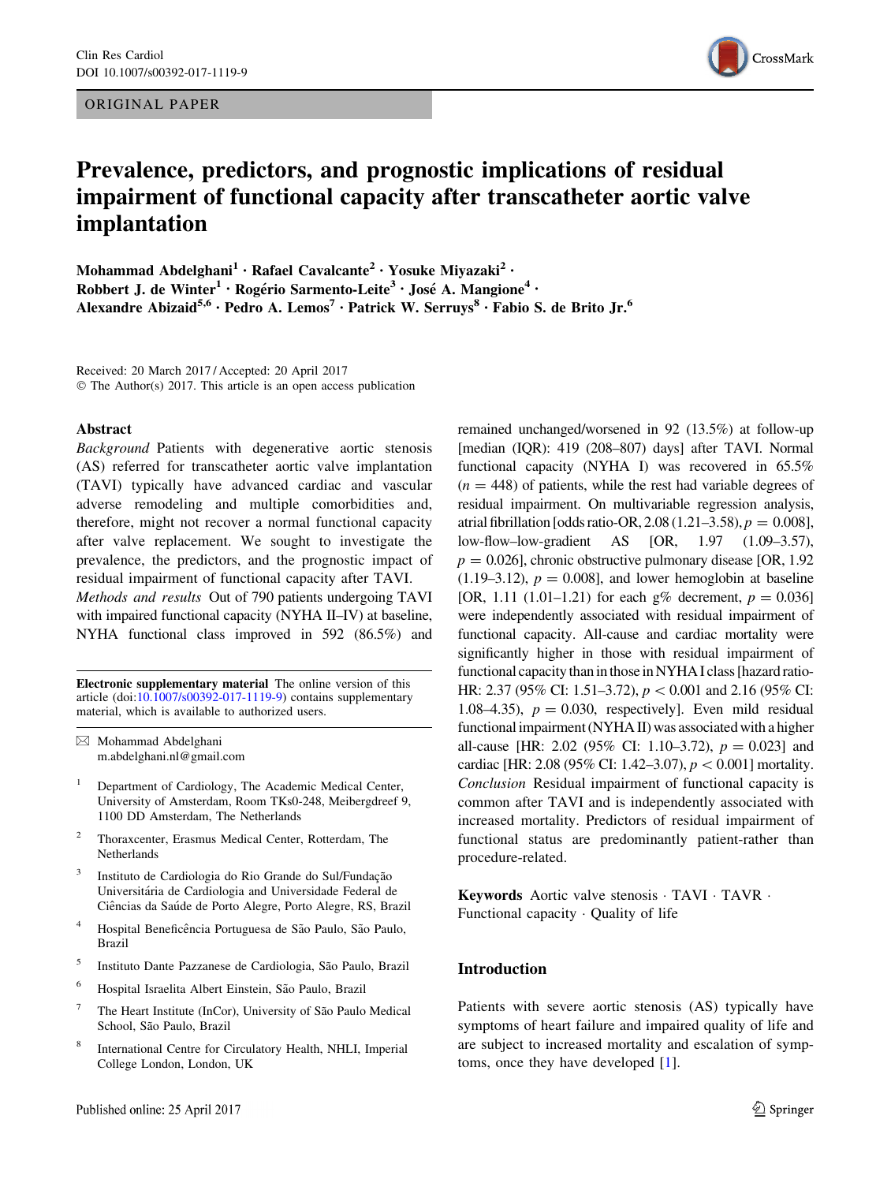ORIGINAL PAPER

# Prevalence, predictors, and prognostic implications of residual impairment of functional capacity after transcatheter aortic valve implantation

**Mohammad Abdelghani[1] · Rafael Cavalcante[2] · Yosuke Miyazaki[2] · Robbert J. de Winter[1] · Rogério Sarmento-Leite[3] · José A. Mangione[4] · Alexandre Abizaid[5,6] · Pedro A. Lemos[7] · Patrick W. Serruys[8] · Fabio S. de Brito Jr.[6]**

Received: 20 March 2017 / Accepted: 20 April 2017
© The Author(s) 2017. This article is an open access publication

## Abstract

*Background* Patients with degenerative aortic stenosis (AS) referred for transcatheter aortic valve implantation (TAVI) typically have advanced cardiac and vascular adverse remodeling and multiple comorbidities and, therefore, might not recover a normal functional capacity after valve replacement. We sought to investigate the prevalence, the predictors, and the prognostic impact of residual impairment of functional capacity after TAVI.
*Methods and results* Out of 790 patients undergoing TAVI with impaired functional capacity (NYHA II–IV) at baseline, NYHA functional class improved in 592 (86.5%) and remained unchanged/worsened in 92 (13.5%) at follow-up [median (IQR): 419 (208–807) days] after TAVI. Normal functional capacity (NYHA I) was recovered in 65.5% ($n = 448$) of patients, while the rest had variable degrees of residual impairment. On multivariable regression analysis, atrial fibrillation [odds ratio-OR, 2.08 (1.21–3.58), $p = 0.008$], low-flow–low-gradient AS [OR, 1.97 (1.09–3.57), $p = 0.026$], chronic obstructive pulmonary disease [OR, 1.92 (1.19–3.12), $p = 0.008$], and lower hemoglobin at baseline [OR, 1.11 (1.01–1.21) for each g% decrement, $p = 0.036$] were independently associated with residual impairment of functional capacity. All-cause and cardiac mortality were significantly higher in those with residual impairment of functional capacity than in those in NYHA I class [hazard ratio-HR: 2.37 (95% CI: 1.51–3.72), $p < 0.001$ and 2.16 (95% CI: 1.08–4.35), $p = 0.030$, respectively]. Even mild residual functional impairment (NYHA II) was associated with a higher all-cause [HR: 2.02 (95% CI: 1.10–3.72), $p = 0.023$] and cardiac [HR: 2.08 (95% CI: 1.42–3.07), $p < 0.001$] mortality.
*Conclusion* Residual impairment of functional capacity is common after TAVI and is independently associated with increased mortality. Predictors of residual impairment of functional status are predominantly patient-rather than procedure-related.

**Keywords** Aortic valve stenosis · TAVI · TAVR · Functional capacity · Quality of life

**Electronic supplementary material** The online version of this article (doi:10.1007/s00392-017-1119-9) contains supplementary material, which is available to authorized users.

✉ Mohammad Abdelghani
m.abdelghani.nl@gmail.com

1 Department of Cardiology, The Academic Medical Center, University of Amsterdam, Room TKs0-248, Meibergdreef 9, 1100 DD Amsterdam, The Netherlands

2 Thoraxcenter, Erasmus Medical Center, Rotterdam, The Netherlands

3 Instituto de Cardiologia do Rio Grande do Sul/Fundação Universitária de Cardiologia and Universidade Federal de Ciências da Saúde de Porto Alegre, Porto Alegre, RS, Brazil

4 Hospital Beneficência Portuguesa de São Paulo, São Paulo, Brazil

5 Instituto Dante Pazzanese de Cardiologia, São Paulo, Brazil

6 Hospital Israelita Albert Einstein, São Paulo, Brazil

7 The Heart Institute (InCor), University of São Paulo Medical School, São Paulo, Brazil

8 International Centre for Circulatory Health, NHLI, Imperial College London, London, UK

## Introduction

Patients with severe aortic stenosis (AS) typically have symptoms of heart failure and impaired quality of life and are subject to increased mortality and escalation of symptoms, once they have developed [1].

Published online: 25 April 2017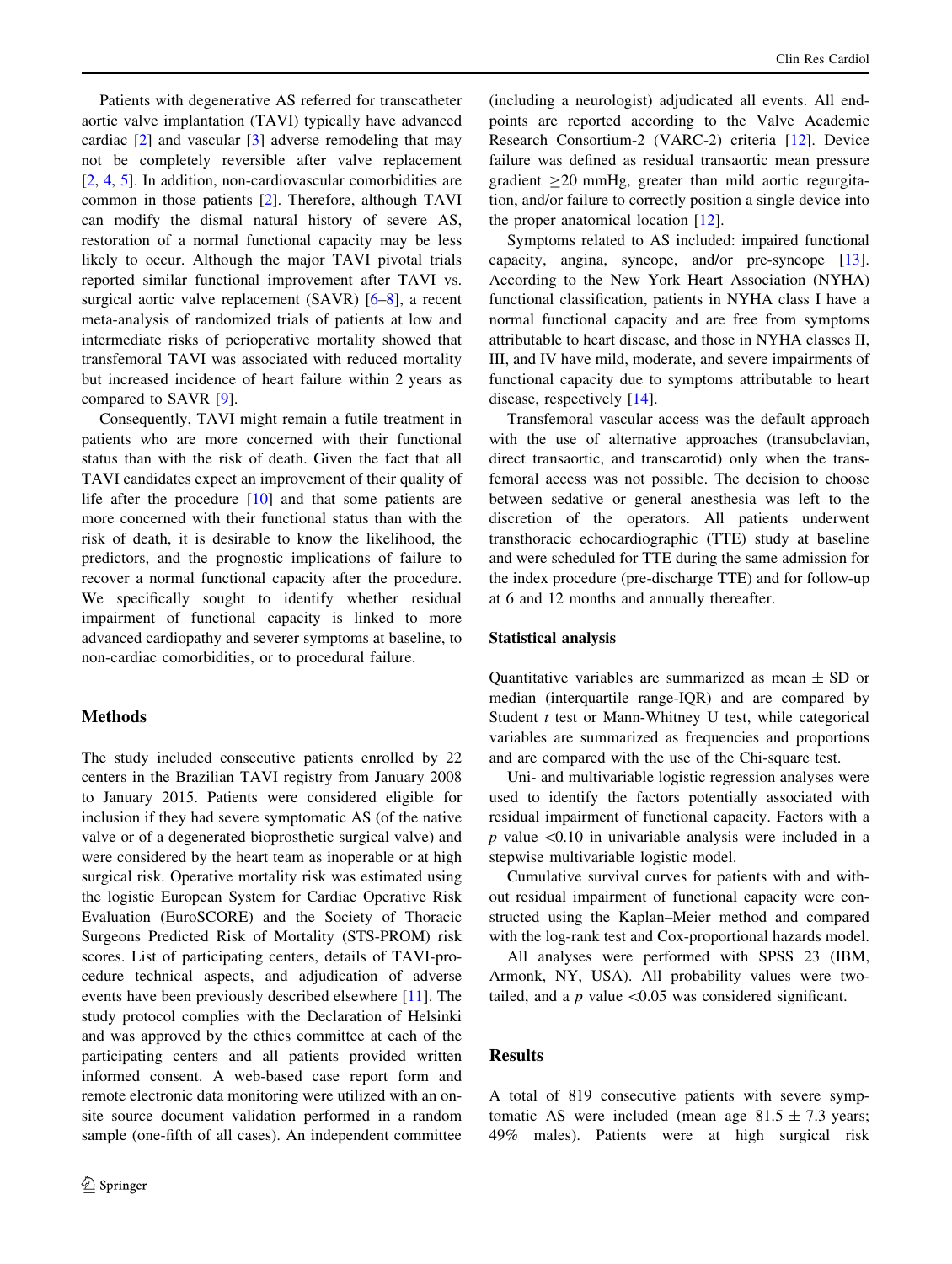Patients with degenerative AS referred for transcatheter aortic valve implantation (TAVI) typically have advanced cardiac [2] and vascular [3] adverse remodeling that may not be completely reversible after valve replacement [2, 4, 5]. In addition, non-cardiovascular comorbidities are common in those patients [2]. Therefore, although TAVI can modify the dismal natural history of severe AS, restoration of a normal functional capacity may be less likely to occur. Although the major TAVI pivotal trials reported similar functional improvement after TAVI vs. surgical aortic valve replacement (SAVR) [6–8], a recent meta-analysis of randomized trials of patients at low and intermediate risks of perioperative mortality showed that transfemoral TAVI was associated with reduced mortality but increased incidence of heart failure within 2 years as compared to SAVR [9].

Consequently, TAVI might remain a futile treatment in patients who are more concerned with their functional status than with the risk of death. Given the fact that all TAVI candidates expect an improvement of their quality of life after the procedure [10] and that some patients are more concerned with their functional status than with the risk of death, it is desirable to know the likelihood, the predictors, and the prognostic implications of failure to recover a normal functional capacity after the procedure. We specifically sought to identify whether residual impairment of functional capacity is linked to more advanced cardiopathy and severer symptoms at baseline, to non-cardiac comorbidities, or to procedural failure.

## Methods

The study included consecutive patients enrolled by 22 centers in the Brazilian TAVI registry from January 2008 to January 2015. Patients were considered eligible for inclusion if they had severe symptomatic AS (of the native valve or of a degenerated bioprosthetic surgical valve) and were considered by the heart team as inoperable or at high surgical risk. Operative mortality risk was estimated using the logistic European System for Cardiac Operative Risk Evaluation (EuroSCORE) and the Society of Thoracic Surgeons Predicted Risk of Mortality (STS-PROM) risk scores. List of participating centers, details of TAVI-procedure technical aspects, and adjudication of adverse events have been previously described elsewhere [11]. The study protocol complies with the Declaration of Helsinki and was approved by the ethics committee at each of the participating centers and all patients provided written informed consent. A web-based case report form and remote electronic data monitoring were utilized with an on-site source document validation performed in a random sample (one-fifth of all cases). An independent committee (including a neurologist) adjudicated all events. All endpoints are reported according to the Valve Academic Research Consortium-2 (VARC-2) criteria [12]. Device failure was defined as residual transaortic mean pressure gradient $\geq$20 mmHg, greater than mild aortic regurgitation, and/or failure to correctly position a single device into the proper anatomical location [12].

Symptoms related to AS included: impaired functional capacity, angina, syncope, and/or pre-syncope [13]. According to the New York Heart Association (NYHA) functional classification, patients in NYHA class I have a normal functional capacity and are free from symptoms attributable to heart disease, and those in NYHA classes II, III, and IV have mild, moderate, and severe impairments of functional capacity due to symptoms attributable to heart disease, respectively [14].

Transfemoral vascular access was the default approach with the use of alternative approaches (transubclavian, direct transaortic, and transcarotid) only when the transfemoral access was not possible. The decision to choose between sedative or general anesthesia was left to the discretion of the operators. All patients underwent transthoracic echocardiographic (TTE) study at baseline and were scheduled for TTE during the same admission for the index procedure (pre-discharge TTE) and for follow-up at 6 and 12 months and annually thereafter.

### Statistical analysis

Quantitative variables are summarized as mean $\pm$ SD or median (interquartile range-IQR) and are compared by Student *t* test or Mann-Whitney U test, while categorical variables are summarized as frequencies and proportions and are compared with the use of the Chi-square test.

Uni- and multivariable logistic regression analyses were used to identify the factors potentially associated with residual impairment of functional capacity. Factors with a $p$ value $<$0.10 in univariable analysis were included in a stepwise multivariable logistic model.

Cumulative survival curves for patients with and without residual impairment of functional capacity were constructed using the Kaplan–Meier method and compared with the log-rank test and Cox-proportional hazards model.

All analyses were performed with SPSS 23 (IBM, Armonk, NY, USA). All probability values were two-tailed, and a $p$ value $<$0.05 was considered significant.

## Results

A total of 819 consecutive patients with severe symptomatic AS were included (mean age 81.5 $\pm$ 7.3 years; 49% males). Patients were at high surgical risk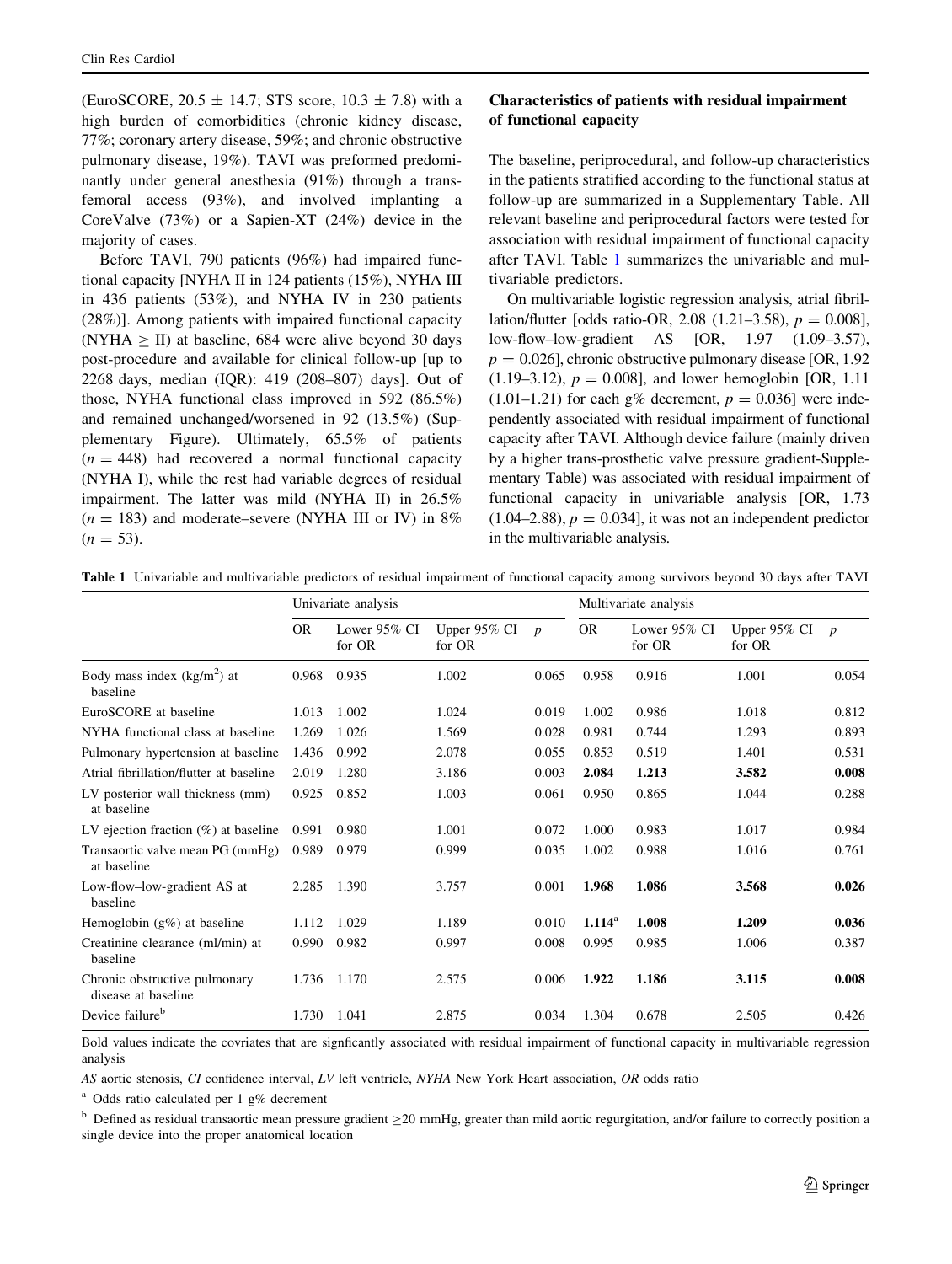(EuroSCORE, 20.5 ± 14.7; STS score, 10.3 ± 7.8) with a high burden of comorbidities (chronic kidney disease, 77%; coronary artery disease, 59%; and chronic obstructive pulmonary disease, 19%). TAVI was preformed predominantly under general anesthesia (91%) through a transfemoral access (93%), and involved implanting a CoreValve (73%) or a Sapien-XT (24%) device in the majority of cases.

Before TAVI, 790 patients (96%) had impaired functional capacity [NYHA II in 124 patients (15%), NYHA III in 436 patients (53%), and NYHA IV in 230 patients (28%)]. Among patients with impaired functional capacity (NYHA ≥ II) at baseline, 684 were alive beyond 30 days post-procedure and available for clinical follow-up [up to 2268 days, median (IQR): 419 (208–807) days]. Out of those, NYHA functional class improved in 592 (86.5%) and remained unchanged/worsened in 92 (13.5%) (Supplementary Figure). Ultimately, 65.5% of patients ($n = 448$) had recovered a normal functional capacity (NYHA I), while the rest had variable degrees of residual impairment. The latter was mild (NYHA II) in 26.5% ($n = 183$) and moderate–severe (NYHA III or IV) in 8% ($n = 53$).

### Characteristics of patients with residual impairment of functional capacity

The baseline, periprocedural, and follow-up characteristics in the patients stratified according to the functional status at follow-up are summarized in a Supplementary Table. All relevant baseline and periprocedural factors were tested for association with residual impairment of functional capacity after TAVI. Table 1 summarizes the univariable and multivariable predictors.

On multivariable logistic regression analysis, atrial fibrillation/flutter [odds ratio-OR, 2.08 (1.21–3.58), $p = 0.008$], low-flow–low-gradient AS [OR, 1.97 (1.09–3.57), $p = 0.026$], chronic obstructive pulmonary disease [OR, 1.92 (1.19–3.12), $p = 0.008$], and lower hemoglobin [OR, 1.11 (1.01–1.21) for each g% decrement, $p = 0.036$] were independently associated with residual impairment of functional capacity after TAVI. Although device failure (mainly driven by a higher trans-prosthetic valve pressure gradient-Supplementary Table) was associated with residual impairment of functional capacity in univariable analysis [OR, 1.73 (1.04–2.88), $p = 0.034$], it was not an independent predictor in the multivariable analysis.

**Table 1** Univariable and multivariable predictors of residual impairment of functional capacity among survivors beyond 30 days after TAVI

| | Univariate analysis | | | | Multivariate analysis | | | |
|---|---|---|---|---|---|---|---|---|
| | OR | Lower 95% CI for OR | Upper 95% CI for OR | $p$ | OR | Lower 95% CI for OR | Upper 95% CI for OR | $p$ |
| Body mass index (kg/m$^2$) at baseline | 0.968 | 0.935 | 1.002 | 0.065 | 0.958 | 0.916 | 1.001 | 0.054 |
| EuroSCORE at baseline | 1.013 | 1.002 | 1.024 | 0.019 | 1.002 | 0.986 | 1.018 | 0.812 |
| NYHA functional class at baseline | 1.269 | 1.026 | 1.569 | 0.028 | 0.981 | 0.744 | 1.293 | 0.893 |
| Pulmonary hypertension at baseline | 1.436 | 0.992 | 2.078 | 0.055 | 0.853 | 0.519 | 1.401 | 0.531 |
| Atrial fibrillation/flutter at baseline | 2.019 | 1.280 | 3.186 | 0.003 | **2.084** | **1.213** | **3.582** | **0.008** |
| LV posterior wall thickness (mm) at baseline | 0.925 | 0.852 | 1.003 | 0.061 | 0.950 | 0.865 | 1.044 | 0.288 |
| LV ejection fraction (%) at baseline | 0.991 | 0.980 | 1.001 | 0.072 | 1.000 | 0.983 | 1.017 | 0.984 |
| Transaortic valve mean PG (mmHg) at baseline | 0.989 | 0.979 | 0.999 | 0.035 | 1.002 | 0.988 | 1.016 | 0.761 |
| Low-flow–low-gradient AS at baseline | 2.285 | 1.390 | 3.757 | 0.001 | **1.968** | **1.086** | **3.568** | **0.026** |
| Hemoglobin (g%) at baseline | 1.112 | 1.029 | 1.189 | 0.010 | **1.114**[a] | **1.008** | **1.209** | **0.036** |
| Creatinine clearance (ml/min) at baseline | 0.990 | 0.982 | 0.997 | 0.008 | 0.995 | 0.985 | 1.006 | 0.387 |
| Chronic obstructive pulmonary disease at baseline | 1.736 | 1.170 | 2.575 | 0.006 | **1.922** | **1.186** | **3.115** | **0.008** |
| Device failure[b] | 1.730 | 1.041 | 2.875 | 0.034 | 1.304 | 0.678 | 2.505 | 0.426 |

Bold values indicate the covriates that are signficantly associated with residual impairment of functional capacity in multivariable regression analysis

*AS* aortic stenosis, *CI* confidence interval, *LV* left ventricle, *NYHA* New York Heart association, *OR* odds ratio

[a] Odds ratio calculated per 1 g% decrement

[b] Defined as residual transaortic mean pressure gradient ≥20 mmHg, greater than mild aortic regurgitation, and/or failure to correctly position a single device into the proper anatomical location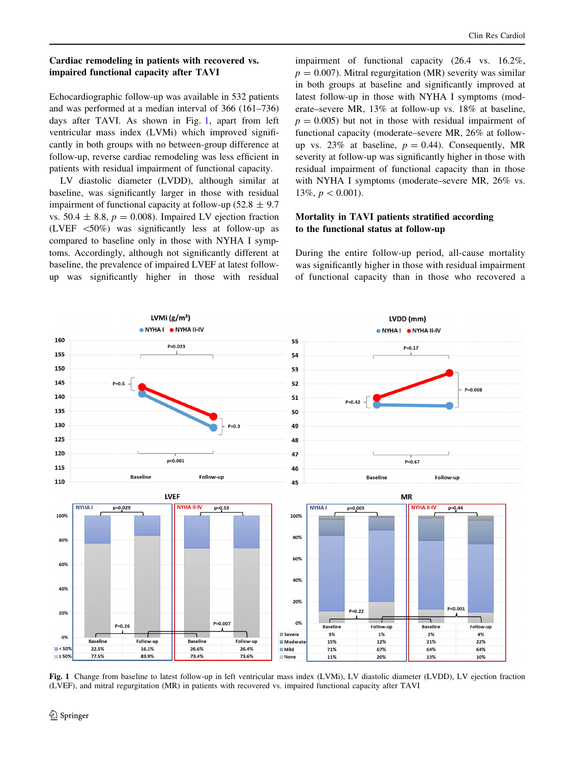### Cardiac remodeling in patients with recovered vs. impaired functional capacity after TAVI

Echocardiographic follow-up was available in 532 patients and was performed at a median interval of 366 (161–736) days after TAVI. As shown in Fig. 1, apart from left ventricular mass index (LVMi) which improved significantly in both groups with no between-group difference at follow-up, reverse cardiac remodeling was less efficient in patients with residual impairment of functional capacity.

LV diastolic diameter (LVDD), although similar at baseline, was significantly larger in those with residual impairment of functional capacity at follow-up (52.8 ± 9.7 vs. 50.4 ± 8.8, $p = 0.008$). Impaired LV ejection fraction (LVEF <50%) was significantly less at follow-up as compared to baseline only in those with NYHA I symptoms. Accordingly, although not significantly different at baseline, the prevalence of impaired LVEF at latest follow-up was significantly higher in those with residual impairment of functional capacity (26.4 vs. 16.2%, $p = 0.007$). Mitral regurgitation (MR) severity was similar in both groups at baseline and significantly improved at latest follow-up in those with NYHA I symptoms (moderate–severe MR, 13% at follow-up vs. 18% at baseline, $p = 0.005$) but not in those with residual impairment of functional capacity (moderate–severe MR, 26% at follow-up vs. 23% at baseline, $p = 0.44$). Consequently, MR severity at follow-up was significantly higher in those with residual impairment of functional capacity than in those with NYHA I symptoms (moderate–severe MR, 26% vs. 13%, $p < 0.001$).

### Mortality in TAVI patients stratified according to the functional status at follow-up

During the entire follow-up period, all-cause mortality was significantly higher in those with residual impairment of functional capacity than in those who recovered a

**Fig. 1** Change from baseline to latest follow-up in left ventricular mass index (LVMi), LV diastolic diameter (LVDD), LV ejection fraction (LVEF), and mitral regurgitation (MR) in patients with recovered vs. impaired functional capacity after TAVI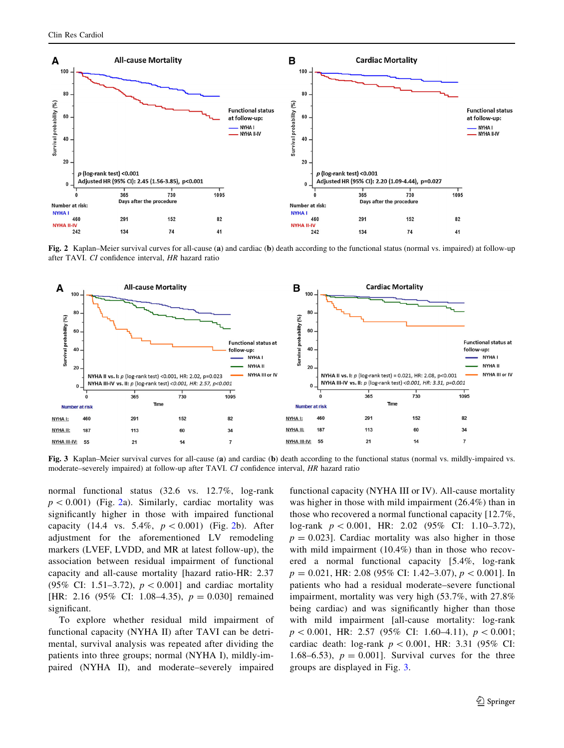**Fig. 2** Kaplan–Meier survival curves for all-cause (**a**) and cardiac (**b**) death according to the functional status (normal vs. impaired) at follow-up after TAVI. *CI* confidence interval, *HR* hazard ratio

**Fig. 3** Kaplan–Meier survival curves for all-cause (**a**) and cardiac (**b**) death according to the functional status (normal vs. mildly-impaired vs. moderate–severely impaired) at follow-up after TAVI. *CI* confidence interval, *HR* hazard ratio

normal functional status (32.6 vs. 12.7%, log-rank $p < 0.001$) (Fig. 2a). Similarly, cardiac mortality was significantly higher in those with impaired functional capacity (14.4 vs. 5.4%, $p < 0.001$) (Fig. 2b). After adjustment for the aforementioned LV remodeling markers (LVEF, LVDD, and MR at latest follow-up), the association between residual impairment of functional capacity and all-cause mortality [hazard ratio-HR: 2.37 (95% CI: 1.51–3.72), $p < 0.001$] and cardiac mortality [HR: 2.16 (95% CI: 1.08–4.35), $p = 0.030$] remained significant.

To explore whether residual mild impairment of functional capacity (NYHA II) after TAVI can be detrimental, survival analysis was repeated after dividing the patients into three groups; normal (NYHA I), mildly-impaired (NYHA II), and moderate–severely impaired functional capacity (NYHA III or IV). All-cause mortality was higher in those with mild impairment (26.4%) than in those who recovered a normal functional capacity [12.7%, log-rank $p < 0.001$, HR: 2.02 (95% CI: 1.10–3.72), $p = 0.023$]. Cardiac mortality was also higher in those with mild impairment (10.4%) than in those who recovered a normal functional capacity [5.4%, log-rank $p = 0.021$, HR: 2.08 (95% CI: 1.42–3.07), $p < 0.001$]. In patients who had a residual moderate–severe functional impairment, mortality was very high (53.7%, with 27.8% being cardiac) and was significantly higher than those with mild impairment [all-cause mortality: log-rank $p < 0.001$, HR: 2.57 (95% CI: 1.60–4.11), $p < 0.001$; cardiac death: log-rank $p < 0.001$, HR: 3.31 (95% CI: 1.68–6.53), $p = 0.001$]. Survival curves for the three groups are displayed in Fig. 3.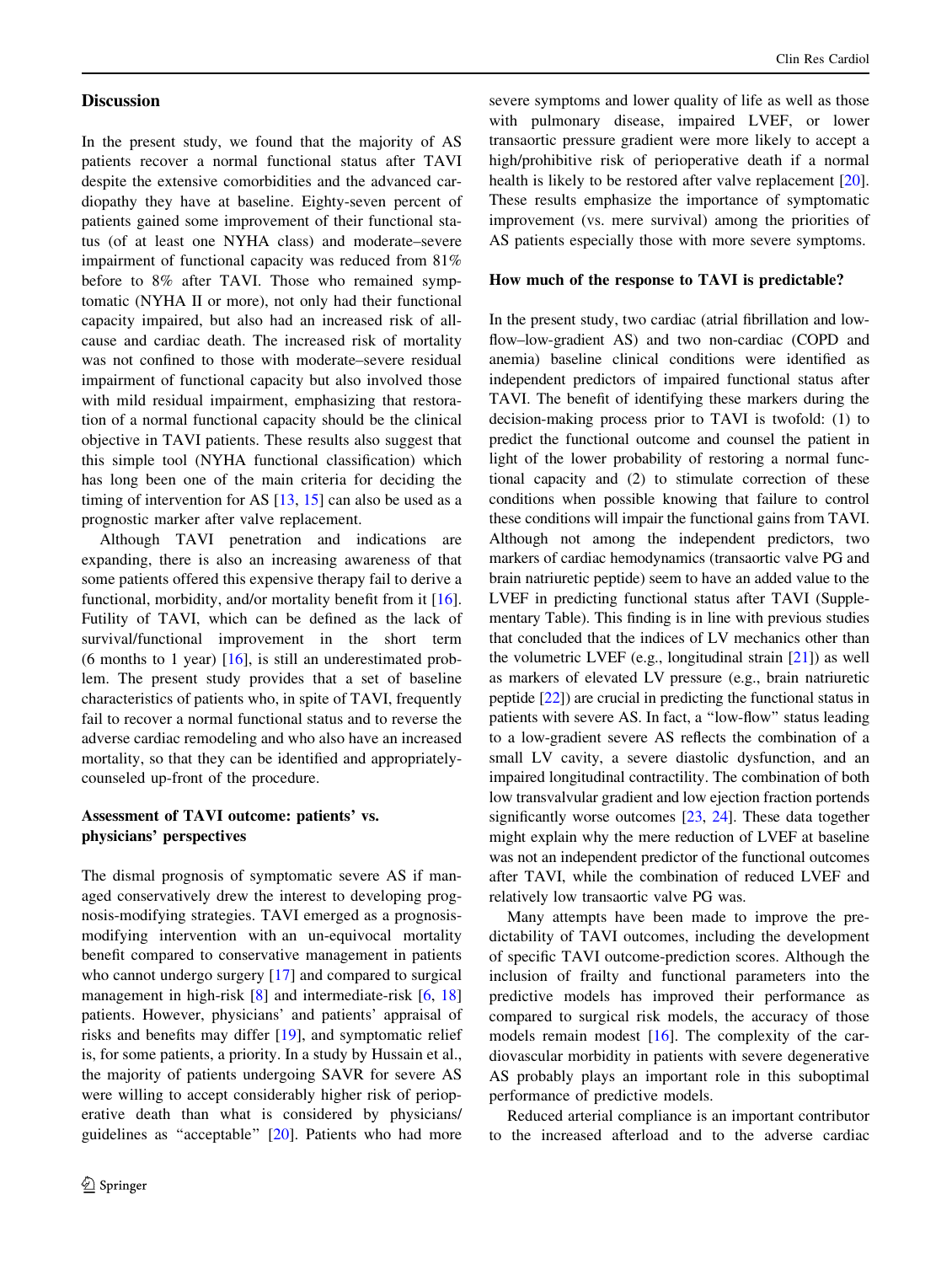## Discussion

In the present study, we found that the majority of AS patients recover a normal functional status after TAVI despite the extensive comorbidities and the advanced cardiopathy they have at baseline. Eighty-seven percent of patients gained some improvement of their functional status (of at least one NYHA class) and moderate–severe impairment of functional capacity was reduced from 81% before to 8% after TAVI. Those who remained symptomatic (NYHA II or more), not only had their functional capacity impaired, but also had an increased risk of all-cause and cardiac death. The increased risk of mortality was not confined to those with moderate–severe residual impairment of functional capacity but also involved those with mild residual impairment, emphasizing that restoration of a normal functional capacity should be the clinical objective in TAVI patients. These results also suggest that this simple tool (NYHA functional classification) which has long been one of the main criteria for deciding the timing of intervention for AS [13, 15] can also be used as a prognostic marker after valve replacement.

Although TAVI penetration and indications are expanding, there is also an increasing awareness of that some patients offered this expensive therapy fail to derive a functional, morbidity, and/or mortality benefit from it [16]. Futility of TAVI, which can be defined as the lack of survival/functional improvement in the short term (6 months to 1 year) [16], is still an underestimated problem. The present study provides that a set of baseline characteristics of patients who, in spite of TAVI, frequently fail to recover a normal functional status and to reverse the adverse cardiac remodeling and who also have an increased mortality, so that they can be identified and appropriately-counseled up-front of the procedure.

### Assessment of TAVI outcome: patients' vs. physicians' perspectives

The dismal prognosis of symptomatic severe AS if managed conservatively drew the interest to developing prognosis-modifying strategies. TAVI emerged as a prognosis-modifying intervention with an un-equivocal mortality benefit compared to conservative management in patients who cannot undergo surgery [17] and compared to surgical management in high-risk [8] and intermediate-risk [6, 18] patients. However, physicians' and patients' appraisal of risks and benefits may differ [19], and symptomatic relief is, for some patients, a priority. In a study by Hussain et al., the majority of patients undergoing SAVR for severe AS were willing to accept considerably higher risk of perioperative death than what is considered by physicians/guidelines as "acceptable" [20]. Patients who had more severe symptoms and lower quality of life as well as those with pulmonary disease, impaired LVEF, or lower transaortic pressure gradient were more likely to accept a high/prohibitive risk of perioperative death if a normal health is likely to be restored after valve replacement [20]. These results emphasize the importance of symptomatic improvement (vs. mere survival) among the priorities of AS patients especially those with more severe symptoms.

### How much of the response to TAVI is predictable?

In the present study, two cardiac (atrial fibrillation and low-flow–low-gradient AS) and two non-cardiac (COPD and anemia) baseline clinical conditions were identified as independent predictors of impaired functional status after TAVI. The benefit of identifying these markers during the decision-making process prior to TAVI is twofold: (1) to predict the functional outcome and counsel the patient in light of the lower probability of restoring a normal functional capacity and (2) to stimulate correction of these conditions when possible knowing that failure to control these conditions will impair the functional gains from TAVI. Although not among the independent predictors, two markers of cardiac hemodynamics (transaortic valve PG and brain natriuretic peptide) seem to have an added value to the LVEF in predicting functional status after TAVI (Supplementary Table). This finding is in line with previous studies that concluded that the indices of LV mechanics other than the volumetric LVEF (e.g., longitudinal strain [21]) as well as markers of elevated LV pressure (e.g., brain natriuretic peptide [22]) are crucial in predicting the functional status in patients with severe AS. In fact, a "low-flow" status leading to a low-gradient severe AS reflects the combination of a small LV cavity, a severe diastolic dysfunction, and an impaired longitudinal contractility. The combination of both low transvalvular gradient and low ejection fraction portends significantly worse outcomes [23, 24]. These data together might explain why the mere reduction of LVEF at baseline was not an independent predictor of the functional outcomes after TAVI, while the combination of reduced LVEF and relatively low transaortic valve PG was.

Many attempts have been made to improve the predictability of TAVI outcomes, including the development of specific TAVI outcome-prediction scores. Although the inclusion of frailty and functional parameters into the predictive models has improved their performance as compared to surgical risk models, the accuracy of those models remain modest [16]. The complexity of the cardiovascular morbidity in patients with severe degenerative AS probably plays an important role in this suboptimal performance of predictive models.

Reduced arterial compliance is an important contributor to the increased afterload and to the adverse cardiac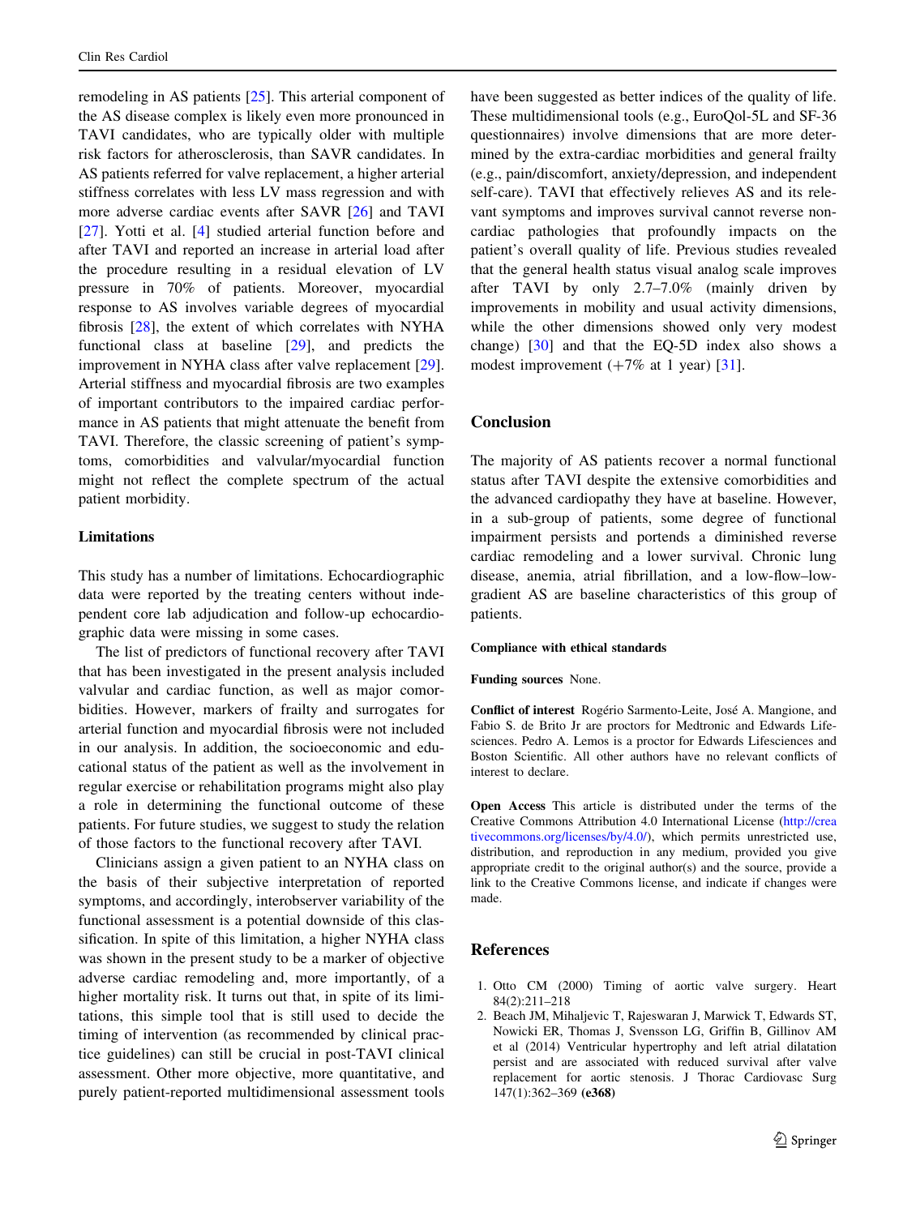remodeling in AS patients [25]. This arterial component of the AS disease complex is likely even more pronounced in TAVI candidates, who are typically older with multiple risk factors for atherosclerosis, than SAVR candidates. In AS patients referred for valve replacement, a higher arterial stiffness correlates with less LV mass regression and with more adverse cardiac events after SAVR [26] and TAVI [27]. Yotti et al. [4] studied arterial function before and after TAVI and reported an increase in arterial load after the procedure resulting in a residual elevation of LV pressure in 70% of patients. Moreover, myocardial response to AS involves variable degrees of myocardial fibrosis [28], the extent of which correlates with NYHA functional class at baseline [29], and predicts the improvement in NYHA class after valve replacement [29]. Arterial stiffness and myocardial fibrosis are two examples of important contributors to the impaired cardiac performance in AS patients that might attenuate the benefit from TAVI. Therefore, the classic screening of patient's symptoms, comorbidities and valvular/myocardial function might not reflect the complete spectrum of the actual patient morbidity.

### Limitations

This study has a number of limitations. Echocardiographic data were reported by the treating centers without independent core lab adjudication and follow-up echocardiographic data were missing in some cases.

The list of predictors of functional recovery after TAVI that has been investigated in the present analysis included valvular and cardiac function, as well as major comorbidities. However, markers of frailty and surrogates for arterial function and myocardial fibrosis were not included in our analysis. In addition, the socioeconomic and educational status of the patient as well as the involvement in regular exercise or rehabilitation programs might also play a role in determining the functional outcome of these patients. For future studies, we suggest to study the relation of those factors to the functional recovery after TAVI.

Clinicians assign a given patient to an NYHA class on the basis of their subjective interpretation of reported symptoms, and accordingly, interobserver variability of the functional assessment is a potential downside of this classification. In spite of this limitation, a higher NYHA class was shown in the present study to be a marker of objective adverse cardiac remodeling and, more importantly, of a higher mortality risk. It turns out that, in spite of its limitations, this simple tool that is still used to decide the timing of intervention (as recommended by clinical practice guidelines) can still be crucial in post-TAVI clinical assessment. Other more objective, more quantitative, and purely patient-reported multidimensional assessment tools have been suggested as better indices of the quality of life. These multidimensional tools (e.g., EuroQol-5L and SF-36 questionnaires) involve dimensions that are more determined by the extra-cardiac morbidities and general frailty (e.g., pain/discomfort, anxiety/depression, and independent self-care). TAVI that effectively relieves AS and its relevant symptoms and improves survival cannot reverse non-cardiac pathologies that profoundly impacts on the patient's overall quality of life. Previous studies revealed that the general health status visual analog scale improves after TAVI by only 2.7–7.0% (mainly driven by improvements in mobility and usual activity dimensions, while the other dimensions showed only very modest change) [30] and that the EQ-5D index also shows a modest improvement (+7% at 1 year) [31].

## Conclusion

The majority of AS patients recover a normal functional status after TAVI despite the extensive comorbidities and the advanced cardiopathy they have at baseline. However, in a sub-group of patients, some degree of functional impairment persists and portends a diminished reverse cardiac remodeling and a lower survival. Chronic lung disease, anemia, atrial fibrillation, and a low-flow–low-gradient AS are baseline characteristics of this group of patients.

**Compliance with ethical standards**

**Funding sources** None.

**Conflict of interest** Rogério Sarmento-Leite, José A. Mangione, and Fabio S. de Brito Jr are proctors for Medtronic and Edwards Lifesciences. Pedro A. Lemos is a proctor for Edwards Lifesciences and Boston Scientific. All other authors have no relevant conflicts of interest to declare.

**Open Access** This article is distributed under the terms of the Creative Commons Attribution 4.0 International License (http://creativecommons.org/licenses/by/4.0/), which permits unrestricted use, distribution, and reproduction in any medium, provided you give appropriate credit to the original author(s) and the source, provide a link to the Creative Commons license, and indicate if changes were made.

## References

1. Otto CM (2000) Timing of aortic valve surgery. Heart 84(2):211–218
2. Beach JM, Mihaljevic T, Rajeswaran J, Marwick T, Edwards ST, Nowicki ER, Thomas J, Svensson LG, Griffin B, Gillinov AM et al (2014) Ventricular hypertrophy and left atrial dilatation persist and are associated with reduced survival after valve replacement for aortic stenosis. J Thorac Cardiovasc Surg 147(1):362–369 **(e368)**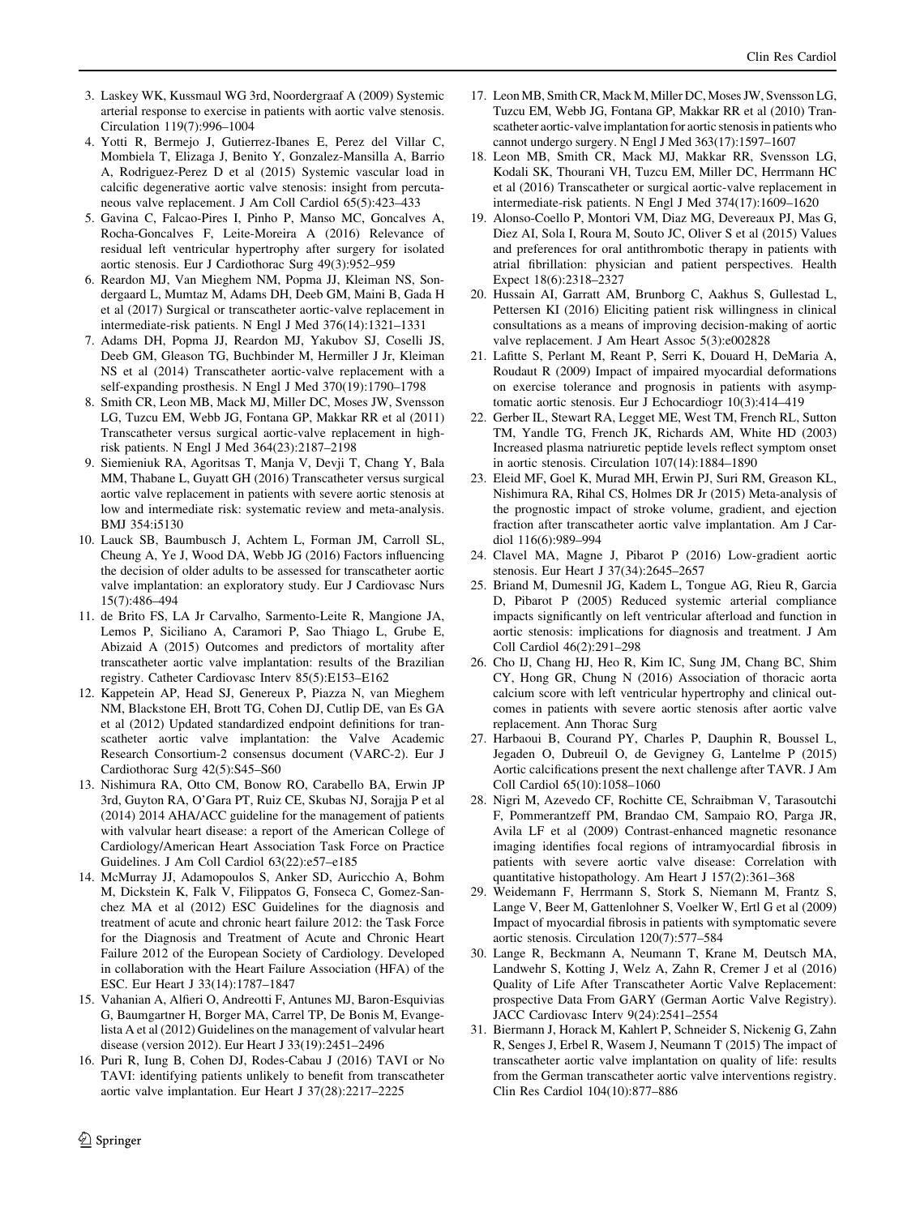3. Laskey WK, Kussmaul WG 3rd, Noordergraaf A (2009) Systemic arterial response to exercise in patients with aortic valve stenosis. Circulation 119(7):996–1004
4. Yotti R, Bermejo J, Gutierrez-Ibanes E, Perez del Villar C, Mombiela T, Elizaga J, Benito Y, Gonzalez-Mansilla A, Barrio A, Rodriguez-Perez D et al (2015) Systemic vascular load in calcific degenerative aortic valve stenosis: insight from percutaneous valve replacement. J Am Coll Cardiol 65(5):423–433
5. Gavina C, Falcao-Pires I, Pinho P, Manso MC, Goncalves A, Rocha-Goncalves F, Leite-Moreira A (2016) Relevance of residual left ventricular hypertrophy after surgery for isolated aortic stenosis. Eur J Cardiothorac Surg 49(3):952–959
6. Reardon MJ, Van Mieghem NM, Popma JJ, Kleiman NS, Søndergaard L, Mumtaz M, Adams DH, Deeb GM, Maini B, Gada H et al (2017) Surgical or transcatheter aortic-valve replacement in intermediate-risk patients. N Engl J Med 376(14):1321–1331
7. Adams DH, Popma JJ, Reardon MJ, Yakubov SJ, Coselli JS, Deeb GM, Gleason TG, Buchbinder M, Hermiller J Jr, Kleiman NS et al (2014) Transcatheter aortic-valve replacement with a self-expanding prosthesis. N Engl J Med 370(19):1790–1798
8. Smith CR, Leon MB, Mack MJ, Miller DC, Moses JW, Svensson LG, Tuzcu EM, Webb JG, Fontana GP, Makkar RR et al (2011) Transcatheter versus surgical aortic-valve replacement in high-risk patients. N Engl J Med 364(23):2187–2198
9. Siemieniuk RA, Agoritsas T, Manja V, Devji T, Chang Y, Bala MM, Thabane L, Guyatt GH (2016) Transcatheter versus surgical aortic valve replacement in patients with severe aortic stenosis at low and intermediate risk: systematic review and meta-analysis. BMJ 354:i5130
10. Lauck SB, Baumbusch J, Achtem L, Forman JM, Carroll SL, Cheung A, Ye J, Wood DA, Webb JG (2016) Factors influencing the decision of older adults to be assessed for transcatheter aortic valve implantation: an exploratory study. Eur J Cardiovasc Nurs 15(7):486–494
11. de Brito FS, LA Jr Carvalho, Sarmento-Leite R, Mangione JA, Lemos P, Siciliano A, Caramori P, Sao Thiago L, Grube E, Abizaid A (2015) Outcomes and predictors of mortality after transcatheter aortic valve implantation: results of the Brazilian registry. Catheter Cardiovasc Interv 85(5):E153–E162
12. Kappetein AP, Head SJ, Genereux P, Piazza N, van Mieghem NM, Blackstone EH, Brott TG, Cohen DJ, Cutlip DE, van Es GA et al (2012) Updated standardized endpoint definitions for transcatheter aortic valve implantation: the Valve Academic Research Consortium-2 consensus document (VARC-2). Eur J Cardiothorac Surg 42(5):S45–S60
13. Nishimura RA, Otto CM, Bonow RO, Carabello BA, Erwin JP 3rd, Guyton RA, O'Gara PT, Ruiz CE, Skubas NJ, Sorajja P et al (2014) 2014 AHA/ACC guideline for the management of patients with valvular heart disease: a report of the American College of Cardiology/American Heart Association Task Force on Practice Guidelines. J Am Coll Cardiol 63(22):e57–e185
14. McMurray JJ, Adamopoulos S, Anker SD, Auricchio A, Bohm M, Dickstein K, Falk V, Filippatos G, Fonseca C, Gomez-Sanchez MA et al (2012) ESC Guidelines for the diagnosis and treatment of acute and chronic heart failure 2012: the Task Force for the Diagnosis and Treatment of Acute and Chronic Heart Failure 2012 of the European Society of Cardiology. Developed in collaboration with the Heart Failure Association (HFA) of the ESC. Eur Heart J 33(14):1787–1847
15. Vahanian A, Alfieri O, Andreotti F, Antunes MJ, Baron-Esquivias G, Baumgartner H, Borger MA, Carrel TP, De Bonis M, Evangelista A et al (2012) Guidelines on the management of valvular heart disease (version 2012). Eur Heart J 33(19):2451–2496
16. Puri R, Iung B, Cohen DJ, Rodes-Cabau J (2016) TAVI or No TAVI: identifying patients unlikely to benefit from transcatheter aortic valve implantation. Eur Heart J 37(28):2217–2225
17. Leon MB, Smith CR, Mack M, Miller DC, Moses JW, Svensson LG, Tuzcu EM, Webb JG, Fontana GP, Makkar RR et al (2010) Transcatheter aortic-valve implantation for aortic stenosis in patients who cannot undergo surgery. N Engl J Med 363(17):1597–1607
18. Leon MB, Smith CR, Mack MJ, Makkar RR, Svensson LG, Kodali SK, Thourani VH, Tuzcu EM, Miller DC, Herrmann HC et al (2016) Transcatheter or surgical aortic-valve replacement in intermediate-risk patients. N Engl J Med 374(17):1609–1620
19. Alonso-Coello P, Montori VM, Diaz MG, Devereaux PJ, Mas G, Diez AI, Sola I, Roura M, Souto JC, Oliver S et al (2015) Values and preferences for oral antithrombotic therapy in patients with atrial fibrillation: physician and patient perspectives. Health Expect 18(6):2318–2327
20. Hussain AI, Garratt AM, Brunborg C, Aakhus S, Gullestad L, Pettersen KI (2016) Eliciting patient risk willingness in clinical consultations as a means of improving decision-making of aortic valve replacement. J Am Heart Assoc 5(3):e002828
21. Lafitte S, Perlant M, Reant P, Serri K, Douard H, DeMaria A, Roudaut R (2009) Impact of impaired myocardial deformations on exercise tolerance and prognosis in patients with asymptomatic aortic stenosis. Eur J Echocardiogr 10(3):414–419
22. Gerber IL, Stewart RA, Legget ME, West TM, French RL, Sutton TM, Yandle TG, French JK, Richards AM, White HD (2003) Increased plasma natriuretic peptide levels reflect symptom onset in aortic stenosis. Circulation 107(14):1884–1890
23. Eleid MF, Goel K, Murad MH, Erwin PJ, Suri RM, Greason KL, Nishimura RA, Rihal CS, Holmes DR Jr (2015) Meta-analysis of the prognostic impact of stroke volume, gradient, and ejection fraction after transcatheter aortic valve implantation. Am J Cardiol 116(6):989–994
24. Clavel MA, Magne J, Pibarot P (2016) Low-gradient aortic stenosis. Eur Heart J 37(34):2645–2657
25. Briand M, Dumesnil JG, Kadem L, Tongue AG, Rieu R, Garcia D, Pibarot P (2005) Reduced systemic arterial compliance impacts significantly on left ventricular afterload and function in aortic stenosis: implications for diagnosis and treatment. J Am Coll Cardiol 46(2):291–298
26. Cho IJ, Chang HJ, Heo R, Kim IC, Sung JM, Chang BC, Shim CY, Hong GR, Chung N (2016) Association of thoracic aorta calcium score with left ventricular hypertrophy and clinical outcomes in patients with severe aortic stenosis after aortic valve replacement. Ann Thorac Surg
27. Harbaoui B, Courand PY, Charles P, Dauphin R, Boussel L, Jegaden O, Dubreuil O, de Gevigney G, Lantelme P (2015) Aortic calcifications present the next challenge after TAVR. J Am Coll Cardiol 65(10):1058–1060
28. Nigri M, Azevedo CF, Rochitte CE, Schraibman V, Tarasoutchi F, Pommerantzeff PM, Brandao CM, Sampaio RO, Parga JR, Avila LF et al (2009) Contrast-enhanced magnetic resonance imaging identifies focal regions of intramyocardial fibrosis in patients with severe aortic valve disease: Correlation with quantitative histopathology. Am Heart J 157(2):361–368
29. Weidemann F, Herrmann S, Stork S, Niemann M, Frantz S, Lange V, Beer M, Gattenlohner S, Voelker W, Ertl G et al (2009) Impact of myocardial fibrosis in patients with symptomatic severe aortic stenosis. Circulation 120(7):577–584
30. Lange R, Beckmann A, Neumann T, Krane M, Deutsch MA, Landwehr S, Kotting J, Welz A, Zahn R, Cremer J et al (2016) Quality of Life After Transcatheter Aortic Valve Replacement: prospective Data From GARY (German Aortic Valve Registry). JACC Cardiovasc Interv 9(24):2541–2554
31. Biermann J, Horack M, Kahlert P, Schneider S, Nickenig G, Zahn R, Senges J, Erbel R, Wasem J, Neumann T (2015) The impact of transcatheter aortic valve implantation on quality of life: results from the German transcatheter aortic valve interventions registry. Clin Res Cardiol 104(10):877–886